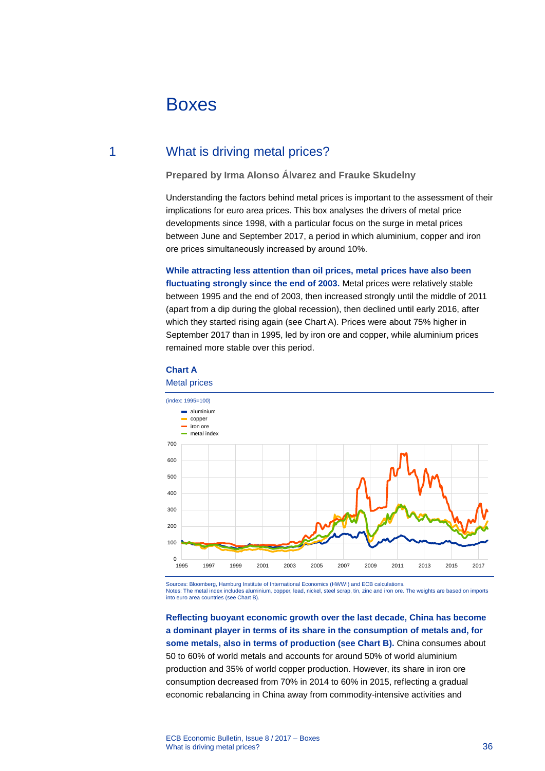# Boxes

## 1 What is driving metal prices?

**Prepared by Irma Alonso Álvarez and Frauke Skudelny**

Understanding the factors behind metal prices is important to the assessment of their implications for euro area prices. This box analyses the drivers of metal price developments since 1998, with a particular focus on the surge in metal prices between June and September 2017, a period in which aluminium, copper and iron ore prices simultaneously increased by around 10%.

**While attracting less attention than oil prices, metal prices have also been fluctuating strongly since the end of 2003.** Metal prices were relatively stable between 1995 and the end of 2003, then increased strongly until the middle of 2011 (apart from a dip during the global recession), then declined until early 2016, after which they started rising again (see Chart A). Prices were about 75% higher in September 2017 than in 1995, led by iron ore and copper, while aluminium prices remained more stable over this period.

**Chart A**

Metal prices

(index: 1995=100)

Sources: Bloomberg, Hamburg Institute of International Economics (HWWI) and ECB calculations.
Notes: The metal index includes aluminium, copper, lead, nickel, steel scrap, tin, zinc and iron ore. The weights are based on imports into euro area countries (see Chart B).

**Reflecting buoyant economic growth over the last decade, China has become a dominant player in terms of its share in the consumption of metals and, for some metals, also in terms of production (see Chart B).** China consumes about 50 to 60% of world metals and accounts for around 50% of world aluminium production and 35% of world copper production. However, its share in iron ore consumption decreased from 70% in 2014 to 60% in 2015, reflecting a gradual economic rebalancing in China away from commodity-intensive activities and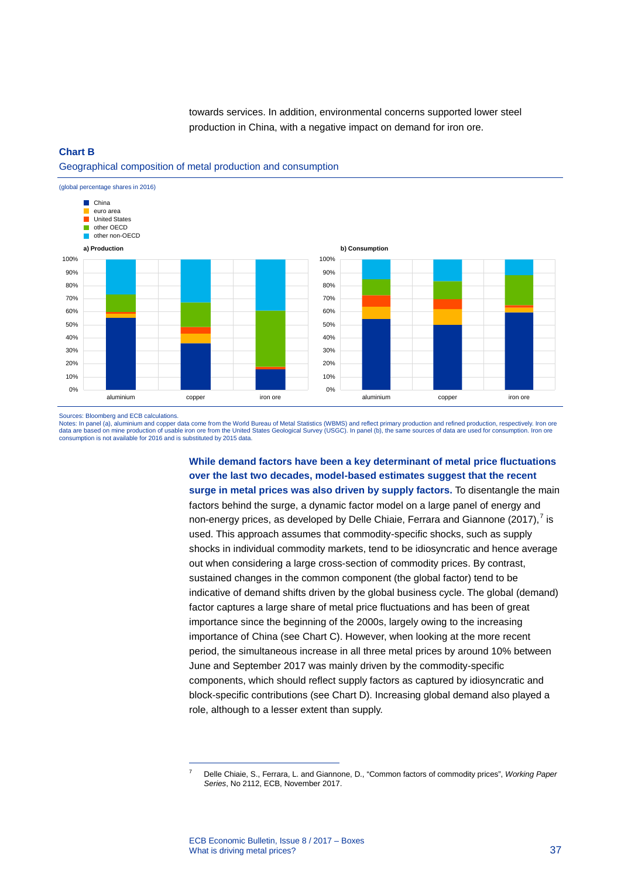towards services. In addition, environmental concerns supported lower steel production in China, with a negative impact on demand for iron ore.

**Chart B**

Geographical composition of metal production and consumption

(global percentage shares in 2016)

Legend: China; euro area; United States; other OECD; other non-OECD

a) Production

b) Consumption

Sources: Bloomberg and ECB calculations.

Notes: In panel (a), aluminium and copper data come from the World Bureau of Metal Statistics (WBMS) and reflect primary production and refined production, respectively. Iron ore data are based on mine production of usable iron ore from the United States Geological Survey (USGC). In panel (b), the same sources of data are used for consumption. Iron ore consumption is not available for 2016 and is substituted by 2015 data.

**While demand factors have been a key determinant of metal price fluctuations over the last two decades, model-based estimates suggest that the recent surge in metal prices was also driven by supply factors.** To disentangle the main factors behind the surge, a dynamic factor model on a large panel of energy and non-energy prices, as developed by Delle Chiaie, Ferrara and Giannone (2017),[7] is used. This approach assumes that commodity-specific shocks, such as supply shocks in individual commodity markets, tend to be idiosyncratic and hence average out when considering a large cross-section of commodity prices. By contrast, sustained changes in the common component (the global factor) tend to be indicative of demand shifts driven by the global business cycle. The global (demand) factor captures a large share of metal price fluctuations and has been of great importance since the beginning of the 2000s, largely owing to the increasing importance of China (see Chart C). However, when looking at the more recent period, the simultaneous increase in all three metal prices by around 10% between June and September 2017 was mainly driven by the commodity-specific components, which should reflect supply factors as captured by idiosyncratic and block-specific contributions (see Chart D). Increasing global demand also played a role, although to a lesser extent than supply.

[7] Delle Chiaie, S., Ferrara, L. and Giannone, D., "Common factors of commodity prices", *Working Paper Series*, No 2112, ECB, November 2017.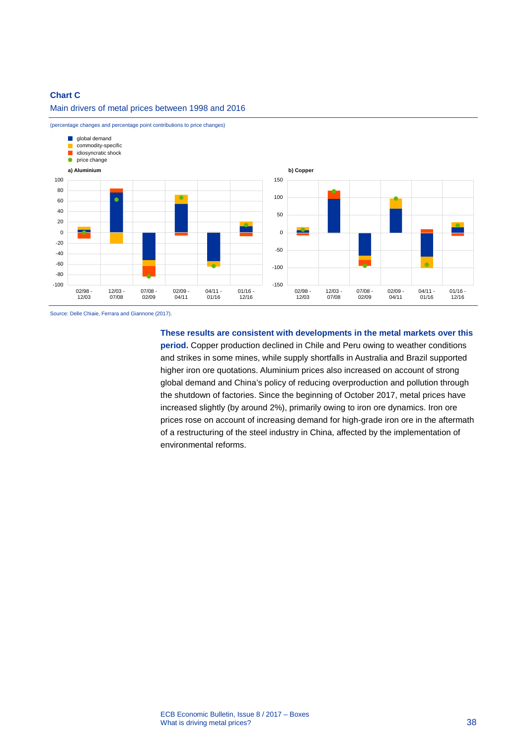**Chart C**

Main drivers of metal prices between 1998 and 2016

(percentage changes and percentage point contributions to price changes)

- global demand
- commodity-specific
- idiosyncratic shock
- price change

a) Aluminium

b) Copper

Source: Delle Chiaie, Ferrara and Giannone (2017).

**These results are consistent with developments in the metal markets over this period.** Copper production declined in Chile and Peru owing to weather conditions and strikes in some mines, while supply shortfalls in Australia and Brazil supported higher iron ore quotations. Aluminium prices also increased on account of strong global demand and China's policy of reducing overproduction and pollution through the shutdown of factories. Since the beginning of October 2017, metal prices have increased slightly (by around 2%), primarily owing to iron ore dynamics. Iron ore prices rose on account of increasing demand for high-grade iron ore in the aftermath of a restructuring of the steel industry in China, affected by the implementation of environmental reforms.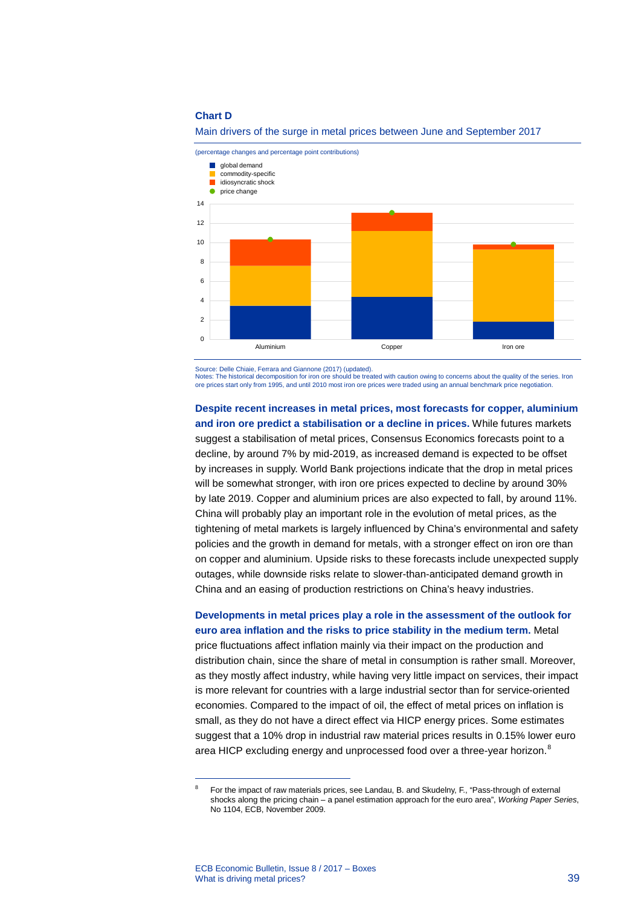**Chart D**

Main drivers of the surge in metal prices between June and September 2017

(percentage changes and percentage point contributions)

global demand
commodity-specific
idiosyncratic shock
price change

14
12
10
8
6
4
2
0

Aluminium
Copper
Iron ore

Source: Delle Chiaie, Ferrara and Giannone (2017) (updated).
Notes: The historical decomposition for iron ore should be treated with caution owing to concerns about the quality of the series. Iron ore prices start only from 1995, and until 2010 most iron ore prices were traded using an annual benchmark price negotiation.

**Despite recent increases in metal prices, most forecasts for copper, aluminium and iron ore predict a stabilisation or a decline in prices.** While futures markets suggest a stabilisation of metal prices, Consensus Economics forecasts point to a decline, by around 7% by mid-2019, as increased demand is expected to be offset by increases in supply. World Bank projections indicate that the drop in metal prices will be somewhat stronger, with iron ore prices expected to decline by around 30% by late 2019. Copper and aluminium prices are also expected to fall, by around 11%. China will probably play an important role in the evolution of metal prices, as the tightening of metal markets is largely influenced by China's environmental and safety policies and the growth in demand for metals, with a stronger effect on iron ore than on copper and aluminium. Upside risks to these forecasts include unexpected supply outages, while downside risks relate to slower-than-anticipated demand growth in China and an easing of production restrictions on China's heavy industries.

**Developments in metal prices play a role in the assessment of the outlook for euro area inflation and the risks to price stability in the medium term.** Metal price fluctuations affect inflation mainly via their impact on the production and distribution chain, since the share of metal in consumption is rather small. Moreover, as they mostly affect industry, while having very little impact on services, their impact is more relevant for countries with a large industrial sector than for service-oriented economies. Compared to the impact of oil, the effect of metal prices on inflation is small, as they do not have a direct effect via HICP energy prices. Some estimates suggest that a 10% drop in industrial raw material prices results in 0.15% lower euro area HICP excluding energy and unprocessed food over a three-year horizon.[8]

[8] For the impact of raw materials prices, see Landau, B. and Skudelny, F., "Pass-through of external shocks along the pricing chain – a panel estimation approach for the euro area", *Working Paper Series*, No 1104, ECB, November 2009.